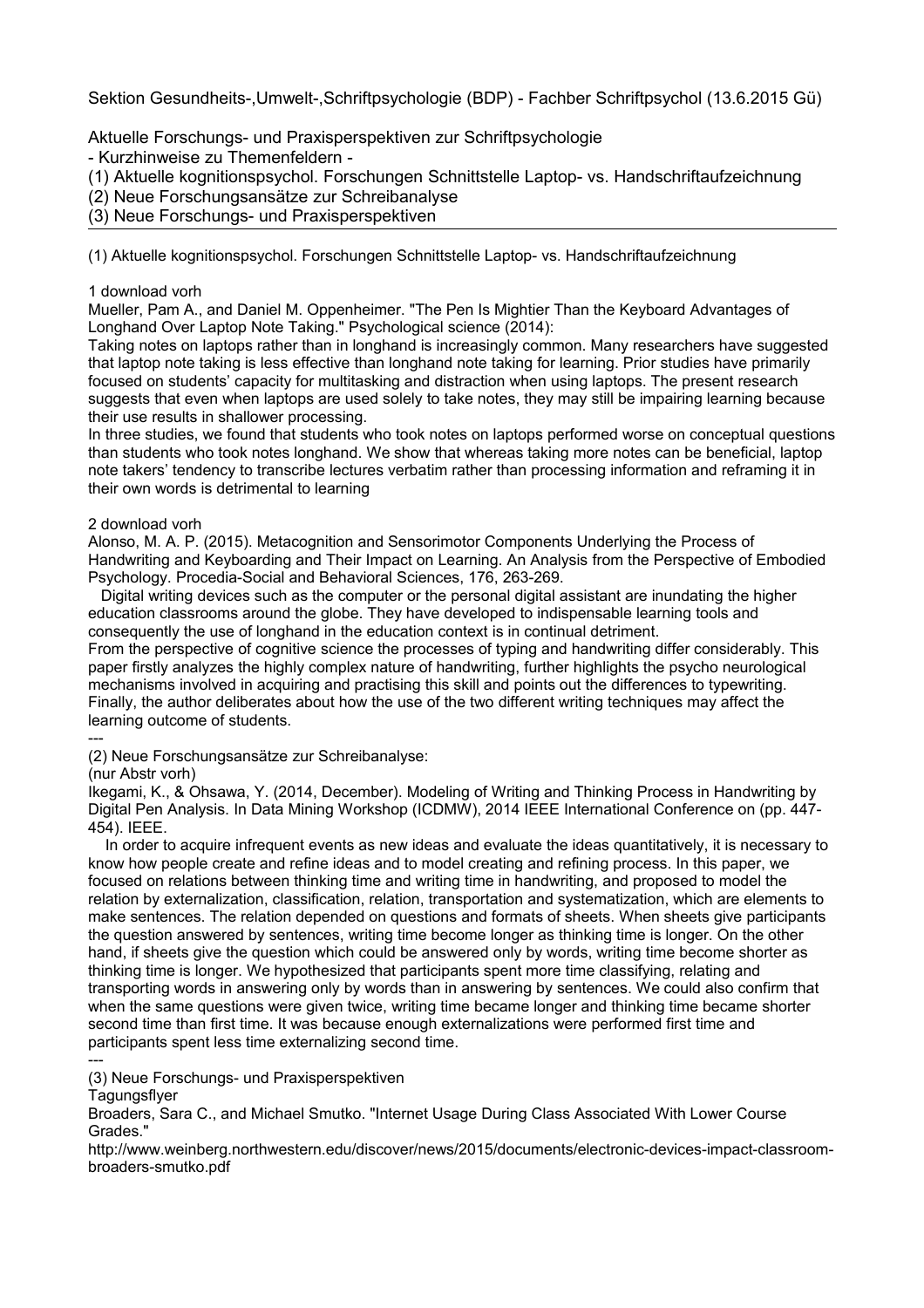Sektion Gesundheits-,Umwelt-,Schriftpsychologie (BDP) - Fachber Schriftpsychol (13.6.2015 Gü)

Aktuelle Forschungs- und Praxisperspektiven zur Schriftpsychologie
- Kurzhinweise zu Themenfeldern -
(1) Aktuelle kognitionspsychol. Forschungen Schnittstelle Laptop- vs. Handschriftaufzeichnung
(2) Neue Forschungsansätze zur Schreibanalyse
(3) Neue Forschungs- und Praxisperspektiven

---

(1) Aktuelle kognitionspsychol. Forschungen Schnittstelle Laptop- vs. Handschriftaufzeichnung

1 download vorh
Mueller, Pam A., and Daniel M. Oppenheimer. "The Pen Is Mightier Than the Keyboard Advantages of Longhand Over Laptop Note Taking." Psychological science (2014):
Taking notes on laptops rather than in longhand is increasingly common. Many researchers have suggested that laptop note taking is less effective than longhand note taking for learning. Prior studies have primarily focused on students' capacity for multitasking and distraction when using laptops. The present research suggests that even when laptops are used solely to take notes, they may still be impairing learning because their use results in shallower processing.
In three studies, we found that students who took notes on laptops performed worse on conceptual questions than students who took notes longhand. We show that whereas taking more notes can be beneficial, laptop note takers' tendency to transcribe lectures verbatim rather than processing information and reframing it in their own words is detrimental to learning

2 download vorh
Alonso, M. A. P. (2015). Metacognition and Sensorimotor Components Underlying the Process of Handwriting and Keyboarding and Their Impact on Learning. An Analysis from the Perspective of Embodied Psychology. Procedia-Social and Behavioral Sciences, 176, 263-269.
Digital writing devices such as the computer or the personal digital assistant are inundating the higher education classrooms around the globe. They have developed to indispensable learning tools and consequently the use of longhand in the education context is in continual detriment.
From the perspective of cognitive science the processes of typing and handwriting differ considerably. This paper firstly analyzes the highly complex nature of handwriting, further highlights the psycho neurological mechanisms involved in acquiring and practising this skill and points out the differences to typewriting. Finally, the author deliberates about how the use of the two different writing techniques may affect the learning outcome of students.

---

(2) Neue Forschungsansätze zur Schreibanalyse:
(nur Abstr vorh)
Ikegami, K., & Ohsawa, Y. (2014, December). Modeling of Writing and Thinking Process in Handwriting by Digital Pen Analysis. In Data Mining Workshop (ICDMW), 2014 IEEE International Conference on (pp. 447-454). IEEE.
In order to acquire infrequent events as new ideas and evaluate the ideas quantitatively, it is necessary to know how people create and refine ideas and to model creating and refining process. In this paper, we focused on relations between thinking time and writing time in handwriting, and proposed to model the relation by externalization, classification, relation, transportation and systematization, which are elements to make sentences. The relation depended on questions and formats of sheets. When sheets give participants the question answered by sentences, writing time become longer as thinking time is longer. On the other hand, if sheets give the question which could be answered only by words, writing time become shorter as thinking time is longer. We hypothesized that participants spent more time classifying, relating and transporting words in answering only by words than in answering by sentences. We could also confirm that when the same questions were given twice, writing time became longer and thinking time became shorter second time than first time. It was because enough externalizations were performed first time and participants spent less time externalizing second time.

---

(3) Neue Forschungs- und Praxisperspektiven
Tagungsflyer
Broaders, Sara C., and Michael Smutko. "Internet Usage During Class Associated With Lower Course Grades."
http://www.weinberg.northwestern.edu/discover/news/2015/documents/electronic-devices-impact-classroom-broaders-smutko.pdf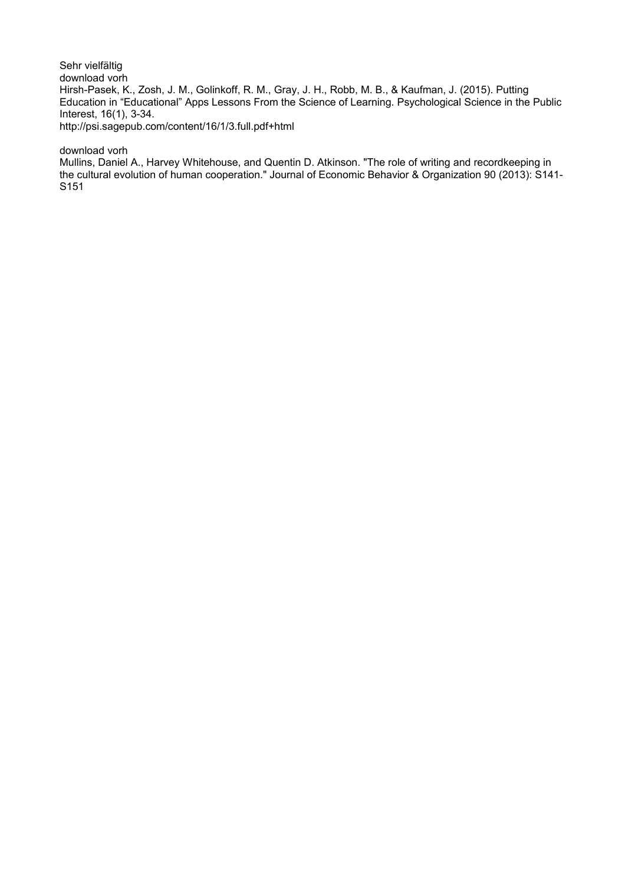Sehr vielfältig
download vorh
Hirsh-Pasek, K., Zosh, J. M., Golinkoff, R. M., Gray, J. H., Robb, M. B., & Kaufman, J. (2015). Putting Education in “Educational” Apps Lessons From the Science of Learning. Psychological Science in the Public Interest, 16(1), 3-34.
http://psi.sagepub.com/content/16/1/3.full.pdf+html

download vorh
Mullins, Daniel A., Harvey Whitehouse, and Quentin D. Atkinson. "The role of writing and recordkeeping in the cultural evolution of human cooperation." Journal of Economic Behavior & Organization 90 (2013): S141-S151